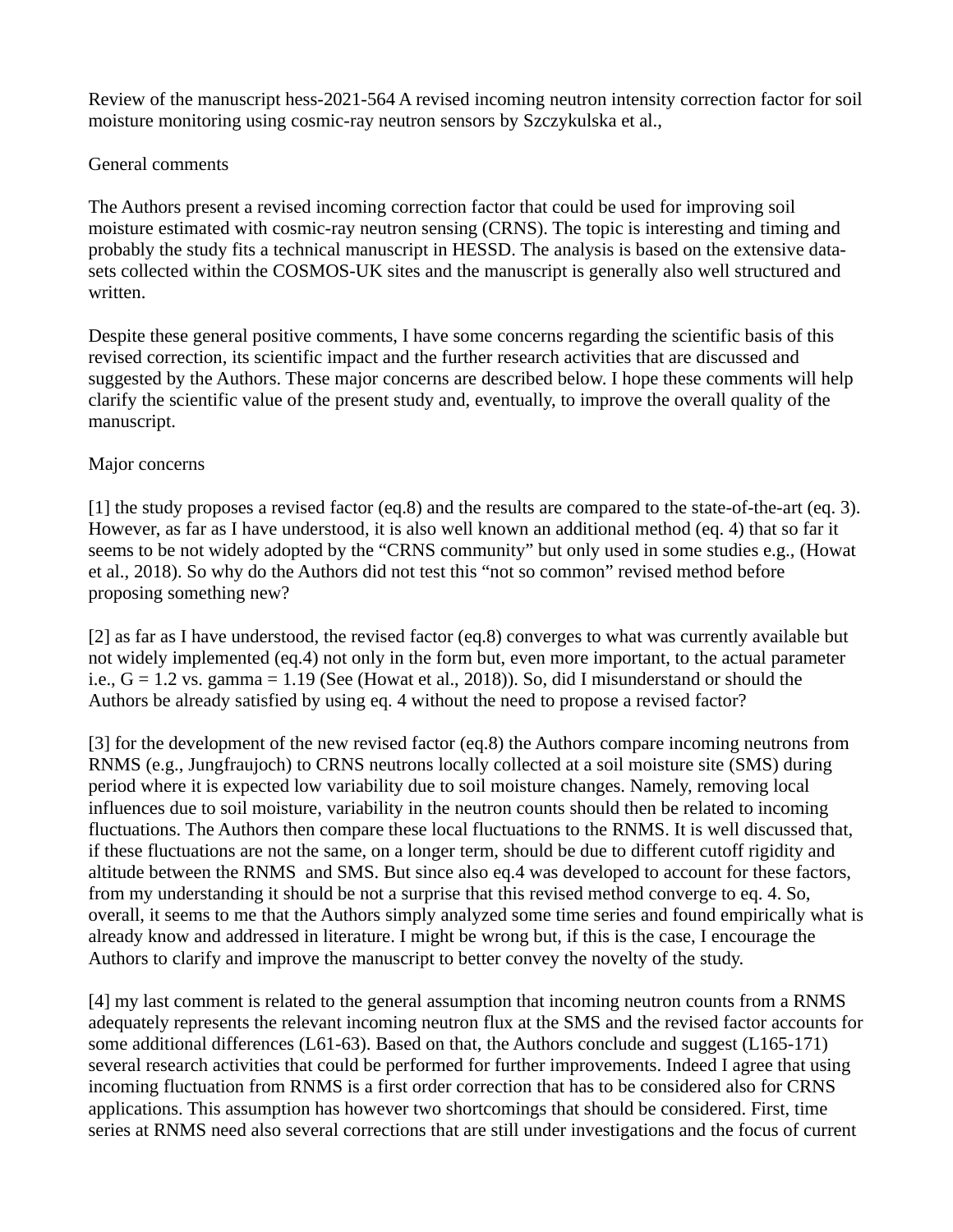Review of the manuscript hess-2021-564 A revised incoming neutron intensity correction factor for soil moisture monitoring using cosmic-ray neutron sensors by Szczykulska et al.,

## General comments

The Authors present a revised incoming correction factor that could be used for improving soil moisture estimated with cosmic-ray neutron sensing (CRNS). The topic is interesting and timing and probably the study fits a technical manuscript in HESSD. The analysis is based on the extensive data-sets collected within the COSMOS-UK sites and the manuscript is generally also well structured and written.

Despite these general positive comments, I have some concerns regarding the scientific basis of this revised correction, its scientific impact and the further research activities that are discussed and suggested by the Authors. These major concerns are described below. I hope these comments will help clarify the scientific value of the present study and, eventually, to improve the overall quality of the manuscript.

## Major concerns

[1] the study proposes a revised factor (eq.8) and the results are compared to the state-of-the-art (eq. 3). However, as far as I have understood, it is also well known an additional method (eq. 4) that so far it seems to be not widely adopted by the “CRNS community” but only used in some studies e.g., (Howat et al., 2018). So why do the Authors did not test this “not so common” revised method before proposing something new?

[2] as far as I have understood, the revised factor (eq.8) converges to what was currently available but not widely implemented (eq.4) not only in the form but, even more important, to the actual parameter i.e., G = 1.2 vs. gamma = 1.19 (See (Howat et al., 2018)). So, did I misunderstand or should the Authors be already satisfied by using eq. 4 without the need to propose a revised factor?

[3] for the development of the new revised factor (eq.8) the Authors compare incoming neutrons from RNMS (e.g., Jungfraujoch) to CRNS neutrons locally collected at a soil moisture site (SMS) during period where it is expected low variability due to soil moisture changes. Namely, removing local influences due to soil moisture, variability in the neutron counts should then be related to incoming fluctuations. The Authors then compare these local fluctuations to the RNMS. It is well discussed that, if these fluctuations are not the same, on a longer term, should be due to different cutoff rigidity and altitude between the RNMS and SMS. But since also eq.4 was developed to account for these factors, from my understanding it should be not a surprise that this revised method converge to eq. 4. So, overall, it seems to me that the Authors simply analyzed some time series and found empirically what is already know and addressed in literature. I might be wrong but, if this is the case, I encourage the Authors to clarify and improve the manuscript to better convey the novelty of the study.

[4] my last comment is related to the general assumption that incoming neutron counts from a RNMS adequately represents the relevant incoming neutron flux at the SMS and the revised factor accounts for some additional differences (L61-63). Based on that, the Authors conclude and suggest (L165-171) several research activities that could be performed for further improvements. Indeed I agree that using incoming fluctuation from RNMS is a first order correction that has to be considered also for CRNS applications. This assumption has however two shortcomings that should be considered. First, time series at RNMS need also several corrections that are still under investigations and the focus of current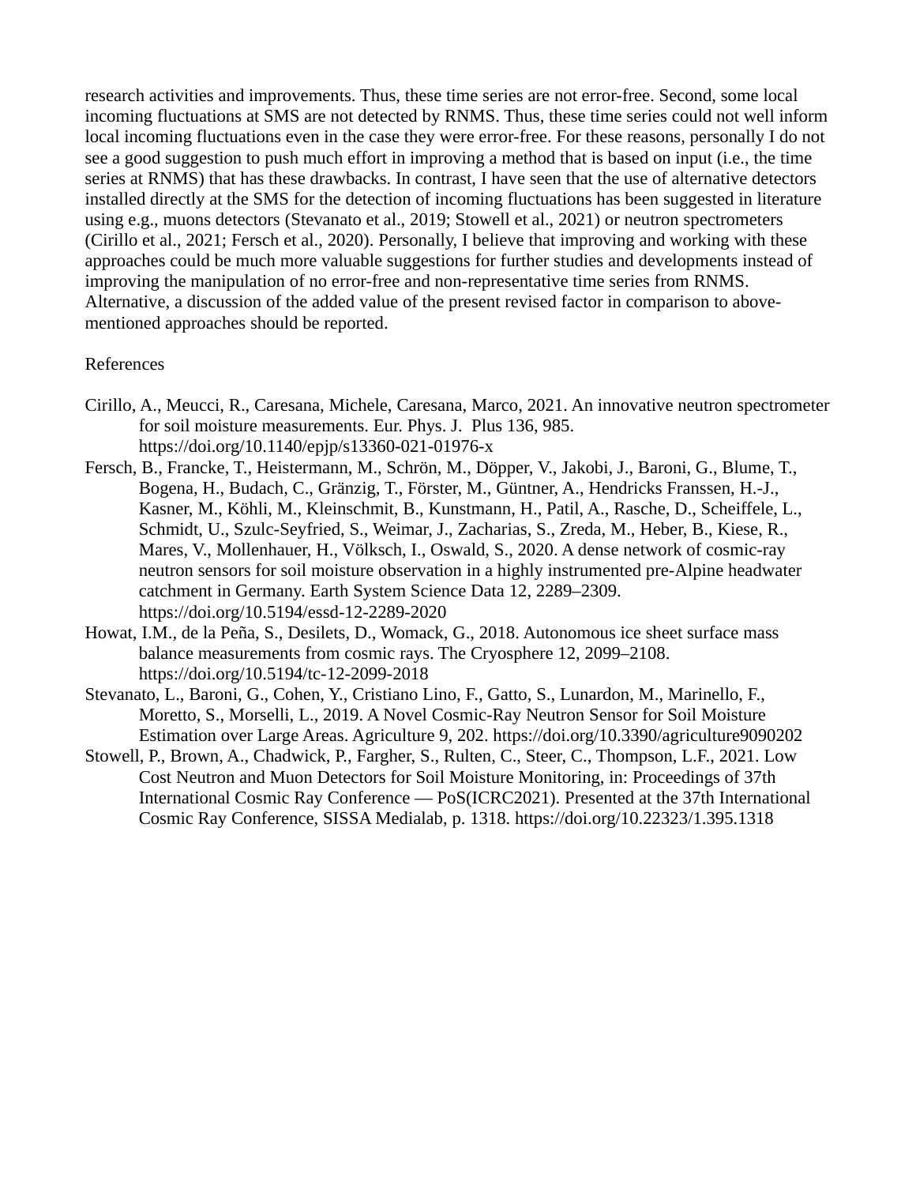research activities and improvements. Thus, these time series are not error-free. Second, some local incoming fluctuations at SMS are not detected by RNMS. Thus, these time series could not well inform local incoming fluctuations even in the case they were error-free. For these reasons, personally I do not see a good suggestion to push much effort in improving a method that is based on input (i.e., the time series at RNMS) that has these drawbacks. In contrast, I have seen that the use of alternative detectors installed directly at the SMS for the detection of incoming fluctuations has been suggested in literature using e.g., muons detectors (Stevanato et al., 2019; Stowell et al., 2021) or neutron spectrometers (Cirillo et al., 2021; Fersch et al., 2020). Personally, I believe that improving and working with these approaches could be much more valuable suggestions for further studies and developments instead of improving the manipulation of no error-free and non-representative time series from RNMS. Alternative, a discussion of the added value of the present revised factor in comparison to above-mentioned approaches should be reported.

References

Cirillo, A., Meucci, R., Caresana, Michele, Caresana, Marco, 2021. An innovative neutron spectrometer for soil moisture measurements. Eur. Phys. J. Plus 136, 985. https://doi.org/10.1140/epjp/s13360-021-01976-x

Fersch, B., Francke, T., Heistermann, M., Schrön, M., Döpper, V., Jakobi, J., Baroni, G., Blume, T., Bogena, H., Budach, C., Gränzig, T., Förster, M., Güntner, A., Hendricks Franssen, H.-J., Kasner, M., Köhli, M., Kleinschmit, B., Kunstmann, H., Patil, A., Rasche, D., Scheiffele, L., Schmidt, U., Szulc-Seyfried, S., Weimar, J., Zacharias, S., Zreda, M., Heber, B., Kiese, R., Mares, V., Mollenhauer, H., Völksch, I., Oswald, S., 2020. A dense network of cosmic-ray neutron sensors for soil moisture observation in a highly instrumented pre-Alpine headwater catchment in Germany. Earth System Science Data 12, 2289–2309. https://doi.org/10.5194/essd-12-2289-2020

Howat, I.M., de la Peña, S., Desilets, D., Womack, G., 2018. Autonomous ice sheet surface mass balance measurements from cosmic rays. The Cryosphere 12, 2099–2108. https://doi.org/10.5194/tc-12-2099-2018

Stevanato, L., Baroni, G., Cohen, Y., Cristiano Lino, F., Gatto, S., Lunardon, M., Marinello, F., Moretto, S., Morselli, L., 2019. A Novel Cosmic-Ray Neutron Sensor for Soil Moisture Estimation over Large Areas. Agriculture 9, 202. https://doi.org/10.3390/agriculture9090202

Stowell, P., Brown, A., Chadwick, P., Fargher, S., Rulten, C., Steer, C., Thompson, L.F., 2021. Low Cost Neutron and Muon Detectors for Soil Moisture Monitoring, in: Proceedings of 37th International Cosmic Ray Conference — PoS(ICRC2021). Presented at the 37th International Cosmic Ray Conference, SISSA Medialab, p. 1318. https://doi.org/10.22323/1.395.1318